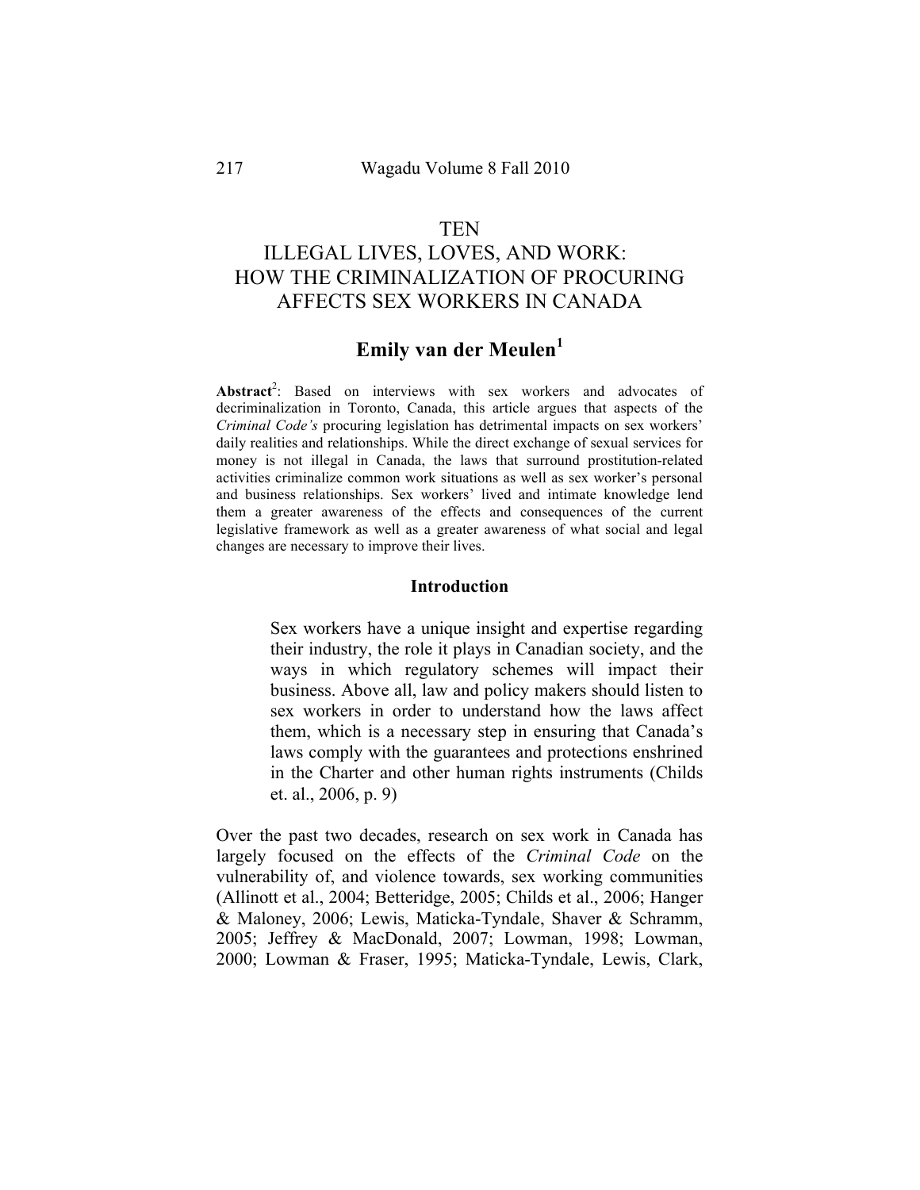# TEN
# ILLEGAL LIVES, LOVES, AND WORK: HOW THE CRIMINALIZATION OF PROCURING AFFECTS SEX WORKERS IN CANADA

## Emily van der Meulen[1]

**Abstract**[2]: Based on interviews with sex workers and advocates of decriminalization in Toronto, Canada, this article argues that aspects of the *Criminal Code's* procuring legislation has detrimental impacts on sex workers' daily realities and relationships. While the direct exchange of sexual services for money is not illegal in Canada, the laws that surround prostitution-related activities criminalize common work situations as well as sex worker's personal and business relationships. Sex workers' lived and intimate knowledge lend them a greater awareness of the effects and consequences of the current legislative framework as well as a greater awareness of what social and legal changes are necessary to improve their lives.

### Introduction

> Sex workers have a unique insight and expertise regarding their industry, the role it plays in Canadian society, and the ways in which regulatory schemes will impact their business. Above all, law and policy makers should listen to sex workers in order to understand how the laws affect them, which is a necessary step in ensuring that Canada's laws comply with the guarantees and protections enshrined in the Charter and other human rights instruments (Childs et. al., 2006, p. 9)

Over the past two decades, research on sex work in Canada has largely focused on the effects of the *Criminal Code* on the vulnerability of, and violence towards, sex working communities (Allinott et al., 2004; Betteridge, 2005; Childs et al., 2006; Hanger & Maloney, 2006; Lewis, Maticka-Tyndale, Shaver & Schramm, 2005; Jeffrey & MacDonald, 2007; Lowman, 1998; Lowman, 2000; Lowman & Fraser, 1995; Maticka-Tyndale, Lewis, Clark,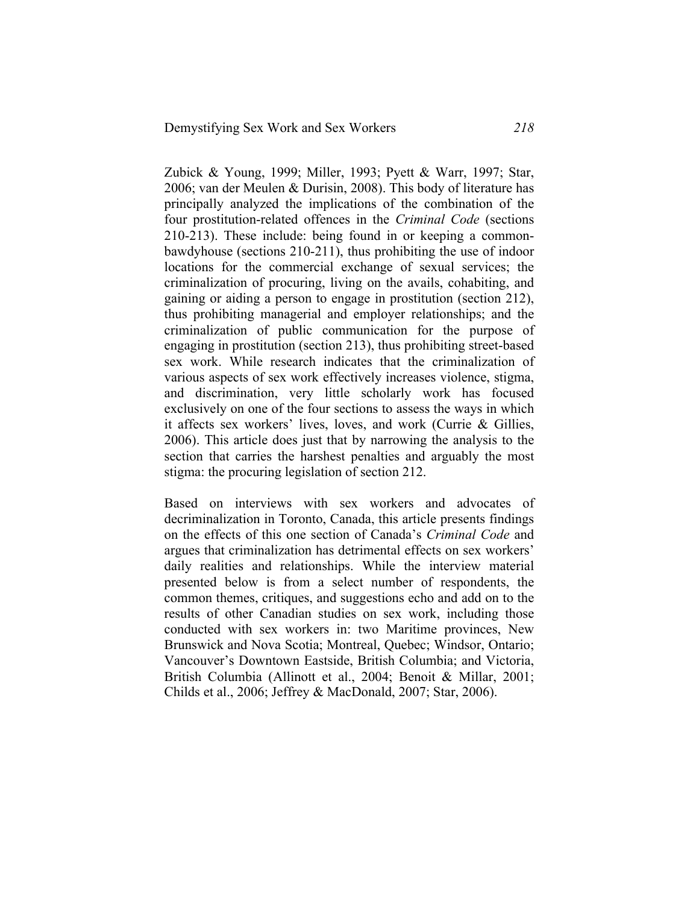Zubick & Young, 1999; Miller, 1993; Pyett & Warr, 1997; Star, 2006; van der Meulen & Durisin, 2008). This body of literature has principally analyzed the implications of the combination of the four prostitution-related offences in the *Criminal Code* (sections 210-213). These include: being found in or keeping a common-bawdyhouse (sections 210-211), thus prohibiting the use of indoor locations for the commercial exchange of sexual services; the criminalization of procuring, living on the avails, cohabiting, and gaining or aiding a person to engage in prostitution (section 212), thus prohibiting managerial and employer relationships; and the criminalization of public communication for the purpose of engaging in prostitution (section 213), thus prohibiting street-based sex work. While research indicates that the criminalization of various aspects of sex work effectively increases violence, stigma, and discrimination, very little scholarly work has focused exclusively on one of the four sections to assess the ways in which it affects sex workers' lives, loves, and work (Currie & Gillies, 2006). This article does just that by narrowing the analysis to the section that carries the harshest penalties and arguably the most stigma: the procuring legislation of section 212.

Based on interviews with sex workers and advocates of decriminalization in Toronto, Canada, this article presents findings on the effects of this one section of Canada's *Criminal Code* and argues that criminalization has detrimental effects on sex workers' daily realities and relationships. While the interview material presented below is from a select number of respondents, the common themes, critiques, and suggestions echo and add on to the results of other Canadian studies on sex work, including those conducted with sex workers in: two Maritime provinces, New Brunswick and Nova Scotia; Montreal, Quebec; Windsor, Ontario; Vancouver's Downtown Eastside, British Columbia; and Victoria, British Columbia (Allinott et al., 2004; Benoit & Millar, 2001; Childs et al., 2006; Jeffrey & MacDonald, 2007; Star, 2006).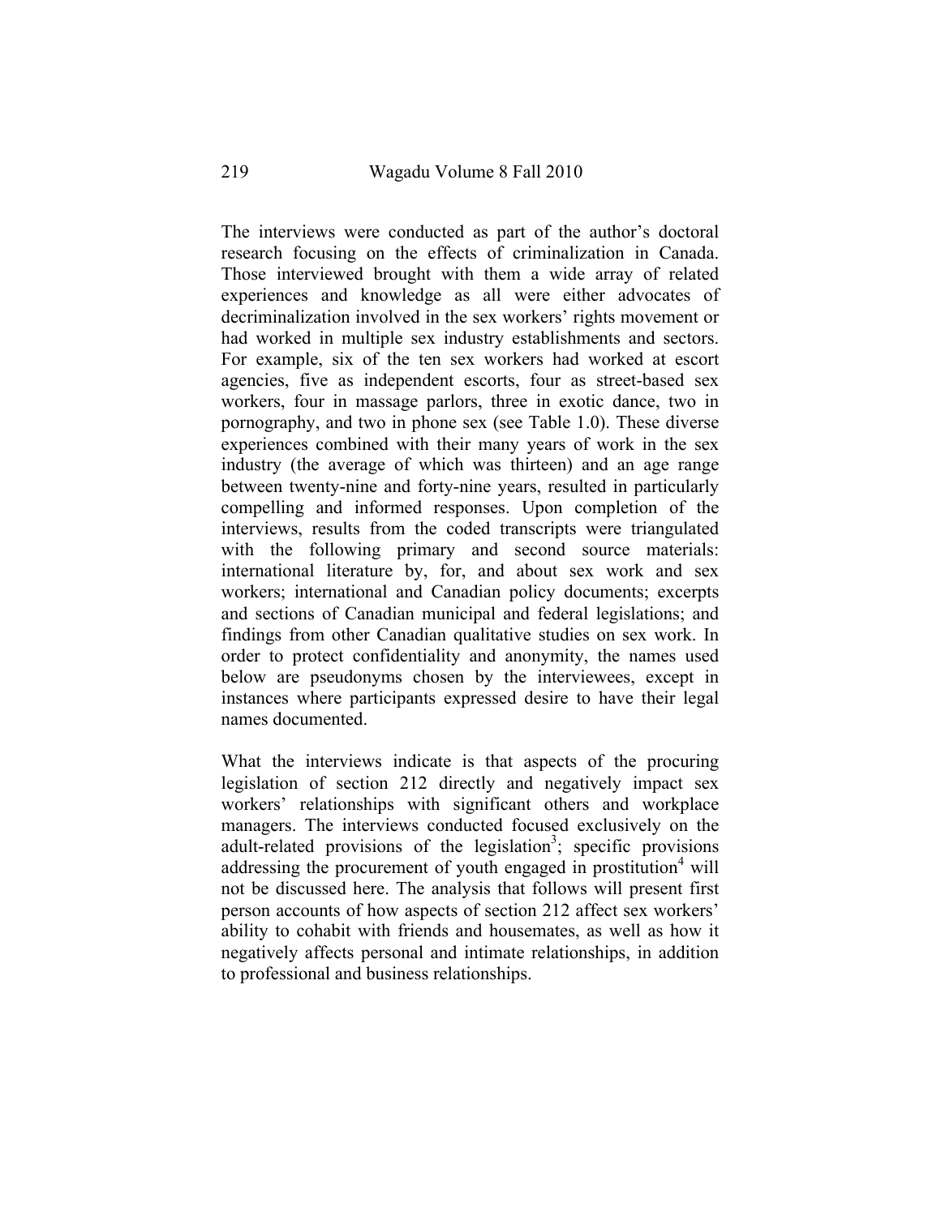The interviews were conducted as part of the author's doctoral research focusing on the effects of criminalization in Canada. Those interviewed brought with them a wide array of related experiences and knowledge as all were either advocates of decriminalization involved in the sex workers' rights movement or had worked in multiple sex industry establishments and sectors. For example, six of the ten sex workers had worked at escort agencies, five as independent escorts, four as street-based sex workers, four in massage parlors, three in exotic dance, two in pornography, and two in phone sex (see Table 1.0). These diverse experiences combined with their many years of work in the sex industry (the average of which was thirteen) and an age range between twenty-nine and forty-nine years, resulted in particularly compelling and informed responses. Upon completion of the interviews, results from the coded transcripts were triangulated with the following primary and second source materials: international literature by, for, and about sex work and sex workers; international and Canadian policy documents; excerpts and sections of Canadian municipal and federal legislations; and findings from other Canadian qualitative studies on sex work. In order to protect confidentiality and anonymity, the names used below are pseudonyms chosen by the interviewees, except in instances where participants expressed desire to have their legal names documented.

What the interviews indicate is that aspects of the procuring legislation of section 212 directly and negatively impact sex workers' relationships with significant others and workplace managers. The interviews conducted focused exclusively on the adult-related provisions of the legislation[3]; specific provisions addressing the procurement of youth engaged in prostitution[4] will not be discussed here. The analysis that follows will present first person accounts of how aspects of section 212 affect sex workers' ability to cohabit with friends and housemates, as well as how it negatively affects personal and intimate relationships, in addition to professional and business relationships.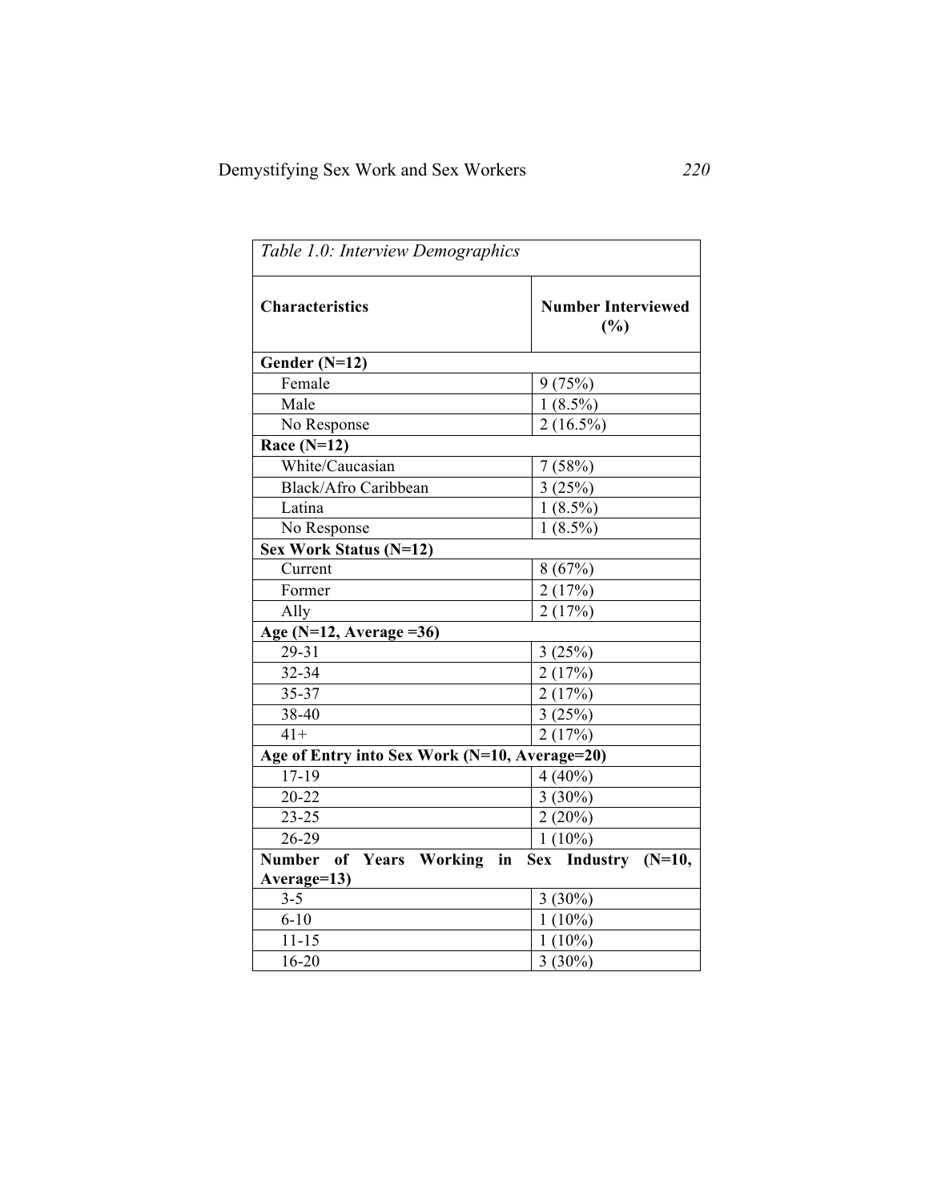*Table 1.0: Interview Demographics*

| Characteristics | Number Interviewed (%) |
|---|---|
| **Gender (N=12)** | |
| Female | 9 (75%) |
| Male | 1 (8.5%) |
| No Response | 2 (16.5%) |
| **Race (N=12)** | |
| White/Caucasian | 7 (58%) |
| Black/Afro Caribbean | 3 (25%) |
| Latina | 1 (8.5%) |
| No Response | 1 (8.5%) |
| **Sex Work Status (N=12)** | |
| Current | 8 (67%) |
| Former | 2 (17%) |
| Ally | 2 (17%) |
| **Age (N=12, Average =36)** | |
| 29-31 | 3 (25%) |
| 32-34 | 2 (17%) |
| 35-37 | 2 (17%) |
| 38-40 | 3 (25%) |
| 41+ | 2 (17%) |
| **Age of Entry into Sex Work (N=10, Average=20)** | |
| 17-19 | 4 (40%) |
| 20-22 | 3 (30%) |
| 23-25 | 2 (20%) |
| 26-29 | 1 (10%) |
| **Number of Years Working in Sex Industry (N=10, Average=13)** | |
| 3-5 | 3 (30%) |
| 6-10 | 1 (10%) |
| 11-15 | 1 (10%) |
| 16-20 | 3 (30%) |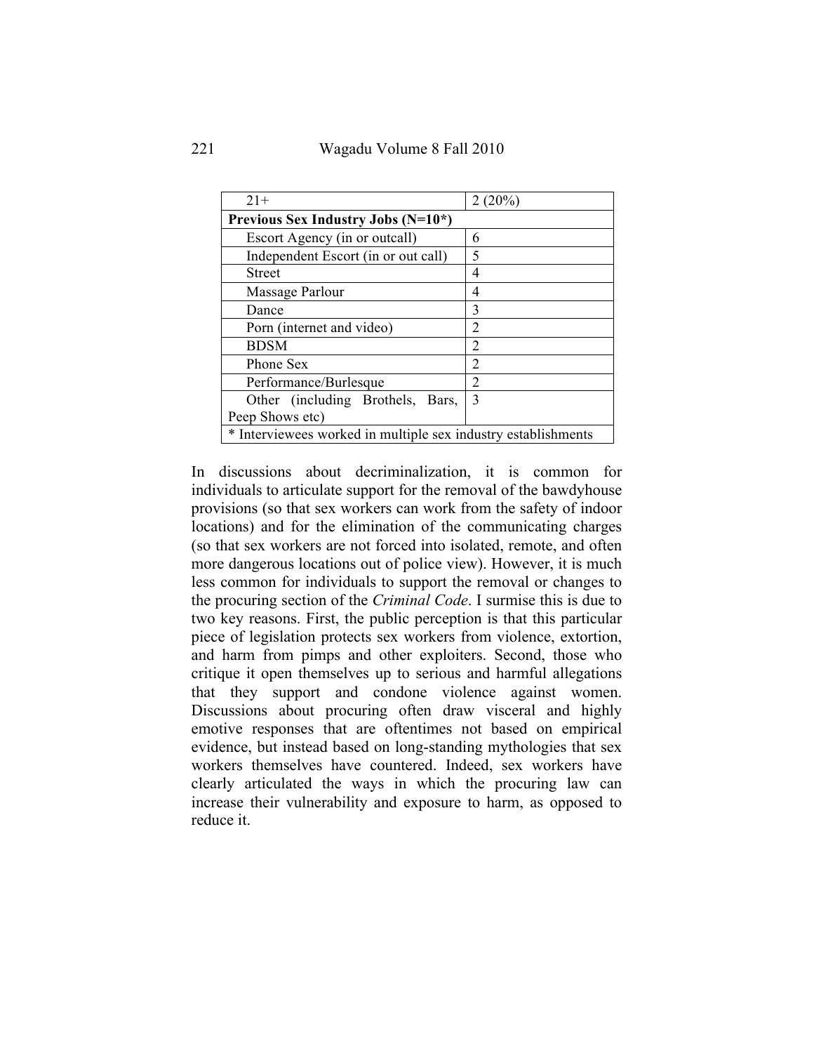| | |
|---|---|
| 21+ | 2 (20%) |
| **Previous Sex Industry Jobs (N=10*)** | |
| Escort Agency (in or outcall) | 6 |
| Independent Escort (in or out call) | 5 |
| Street | 4 |
| Massage Parlour | 4 |
| Dance | 3 |
| Porn (internet and video) | 2 |
| BDSM | 2 |
| Phone Sex | 2 |
| Performance/Burlesque | 2 |
| Other (including Brothels, Bars, Peep Shows etc) | 3 |
| * Interviewees worked in multiple sex industry establishments | |

In discussions about decriminalization, it is common for individuals to articulate support for the removal of the bawdyhouse provisions (so that sex workers can work from the safety of indoor locations) and for the elimination of the communicating charges (so that sex workers are not forced into isolated, remote, and often more dangerous locations out of police view). However, it is much less common for individuals to support the removal or changes to the procuring section of the *Criminal Code*. I surmise this is due to two key reasons. First, the public perception is that this particular piece of legislation protects sex workers from violence, extortion, and harm from pimps and other exploiters. Second, those who critique it open themselves up to serious and harmful allegations that they support and condone violence against women. Discussions about procuring often draw visceral and highly emotive responses that are oftentimes not based on empirical evidence, but instead based on long-standing mythologies that sex workers themselves have countered. Indeed, sex workers have clearly articulated the ways in which the procuring law can increase their vulnerability and exposure to harm, as opposed to reduce it.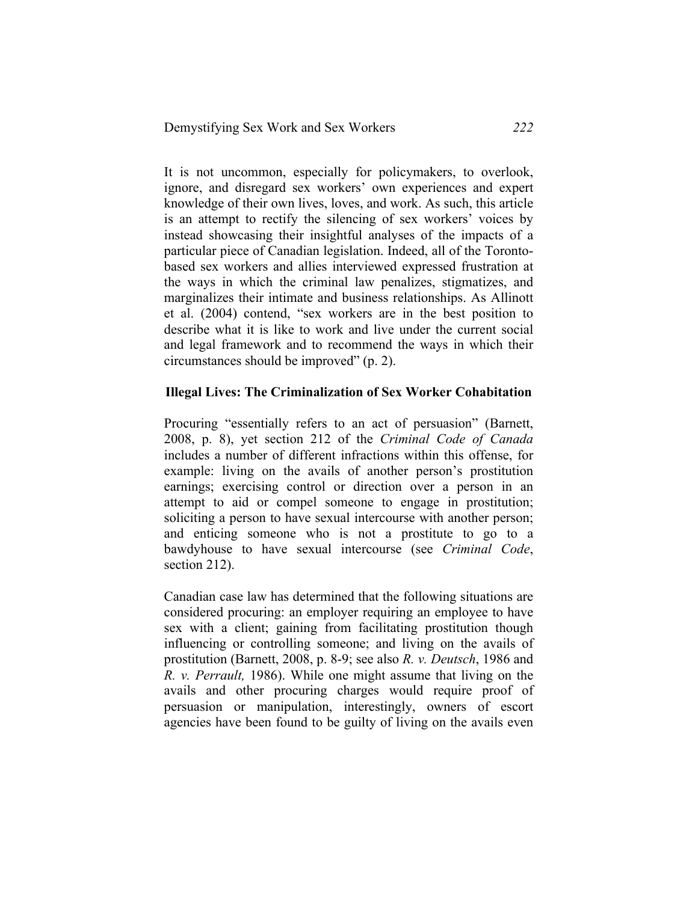It is not uncommon, especially for policymakers, to overlook, ignore, and disregard sex workers' own experiences and expert knowledge of their own lives, loves, and work. As such, this article is an attempt to rectify the silencing of sex workers' voices by instead showcasing their insightful analyses of the impacts of a particular piece of Canadian legislation. Indeed, all of the Toronto-based sex workers and allies interviewed expressed frustration at the ways in which the criminal law penalizes, stigmatizes, and marginalizes their intimate and business relationships. As Allinott et al. (2004) contend, "sex workers are in the best position to describe what it is like to work and live under the current social and legal framework and to recommend the ways in which their circumstances should be improved" (p. 2).

## Illegal Lives: The Criminalization of Sex Worker Cohabitation

Procuring "essentially refers to an act of persuasion" (Barnett, 2008, p. 8), yet section 212 of the *Criminal Code of Canada* includes a number of different infractions within this offense, for example: living on the avails of another person's prostitution earnings; exercising control or direction over a person in an attempt to aid or compel someone to engage in prostitution; soliciting a person to have sexual intercourse with another person; and enticing someone who is not a prostitute to go to a bawdyhouse to have sexual intercourse (see *Criminal Code*, section 212).

Canadian case law has determined that the following situations are considered procuring: an employer requiring an employee to have sex with a client; gaining from facilitating prostitution though influencing or controlling someone; and living on the avails of prostitution (Barnett, 2008, p. 8-9; see also *R. v. Deutsch*, 1986 and *R. v. Perrault,* 1986). While one might assume that living on the avails and other procuring charges would require proof of persuasion or manipulation, interestingly, owners of escort agencies have been found to be guilty of living on the avails even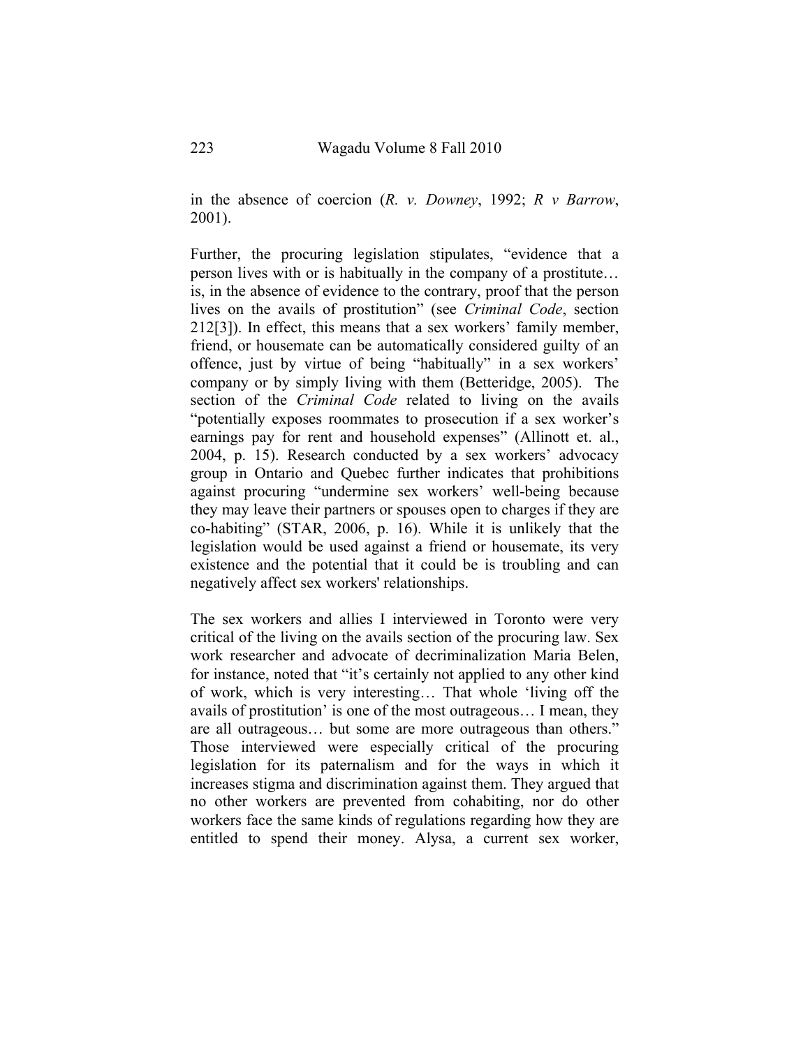in the absence of coercion (*R. v. Downey*, 1992; *R v Barrow*, 2001).

Further, the procuring legislation stipulates, "evidence that a person lives with or is habitually in the company of a prostitute… is, in the absence of evidence to the contrary, proof that the person lives on the avails of prostitution" (see *Criminal Code*, section 212[3]). In effect, this means that a sex workers' family member, friend, or housemate can be automatically considered guilty of an offence, just by virtue of being "habitually" in a sex workers' company or by simply living with them (Betteridge, 2005). The section of the *Criminal Code* related to living on the avails "potentially exposes roommates to prosecution if a sex worker's earnings pay for rent and household expenses" (Allinott et. al., 2004, p. 15). Research conducted by a sex workers' advocacy group in Ontario and Quebec further indicates that prohibitions against procuring "undermine sex workers' well-being because they may leave their partners or spouses open to charges if they are co-habiting" (STAR, 2006, p. 16). While it is unlikely that the legislation would be used against a friend or housemate, its very existence and the potential that it could be is troubling and can negatively affect sex workers' relationships.

The sex workers and allies I interviewed in Toronto were very critical of the living on the avails section of the procuring law. Sex work researcher and advocate of decriminalization Maria Belen, for instance, noted that "it's certainly not applied to any other kind of work, which is very interesting… That whole 'living off the avails of prostitution' is one of the most outrageous… I mean, they are all outrageous… but some are more outrageous than others." Those interviewed were especially critical of the procuring legislation for its paternalism and for the ways in which it increases stigma and discrimination against them. They argued that no other workers are prevented from cohabiting, nor do other workers face the same kinds of regulations regarding how they are entitled to spend their money. Alysa, a current sex worker,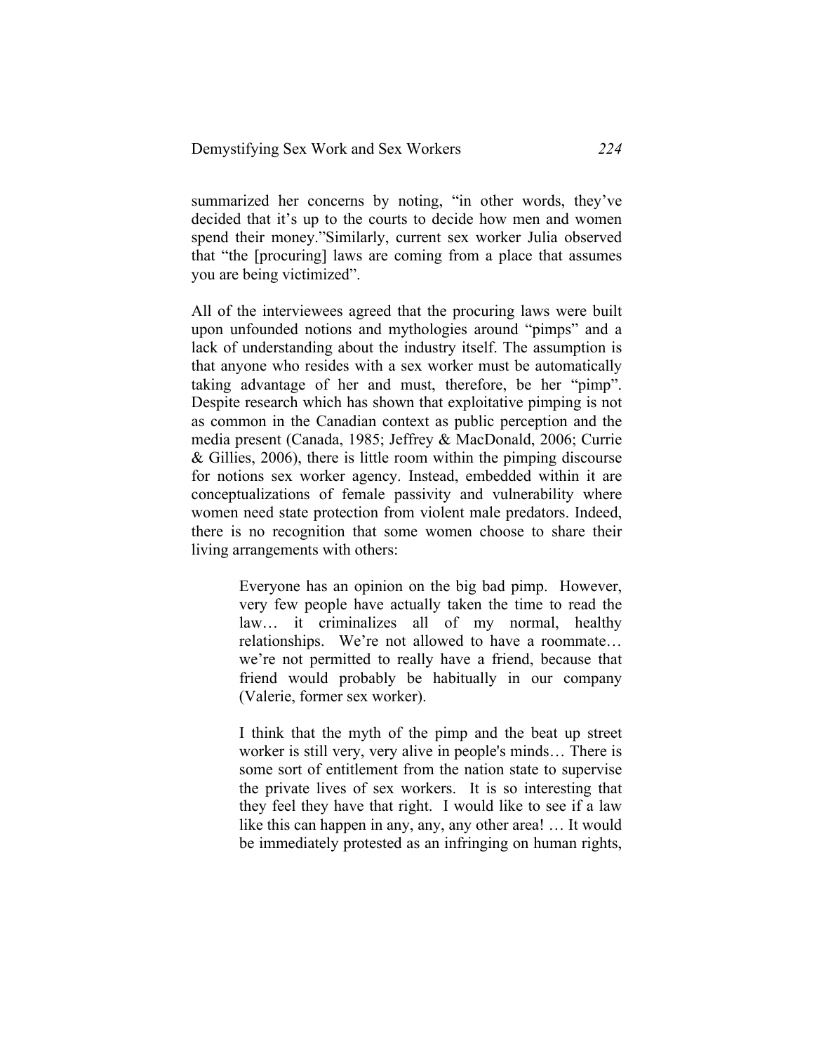summarized her concerns by noting, “in other words, they’ve decided that it’s up to the courts to decide how men and women spend their money.”Similarly, current sex worker Julia observed that “the [procuring] laws are coming from a place that assumes you are being victimized”.

All of the interviewees agreed that the procuring laws were built upon unfounded notions and mythologies around “pimps” and a lack of understanding about the industry itself. The assumption is that anyone who resides with a sex worker must be automatically taking advantage of her and must, therefore, be her “pimp”. Despite research which has shown that exploitative pimping is not as common in the Canadian context as public perception and the media present (Canada, 1985; Jeffrey & MacDonald, 2006; Currie & Gillies, 2006), there is little room within the pimping discourse for notions sex worker agency. Instead, embedded within it are conceptualizations of female passivity and vulnerability where women need state protection from violent male predators. Indeed, there is no recognition that some women choose to share their living arrangements with others:

> Everyone has an opinion on the big bad pimp. However, very few people have actually taken the time to read the law… it criminalizes all of my normal, healthy relationships. We’re not allowed to have a roommate… we’re not permitted to really have a friend, because that friend would probably be habitually in our company (Valerie, former sex worker).

> I think that the myth of the pimp and the beat up street worker is still very, very alive in people's minds… There is some sort of entitlement from the nation state to supervise the private lives of sex workers. It is so interesting that they feel they have that right. I would like to see if a law like this can happen in any, any, any other area! … It would be immediately protested as an infringing on human rights,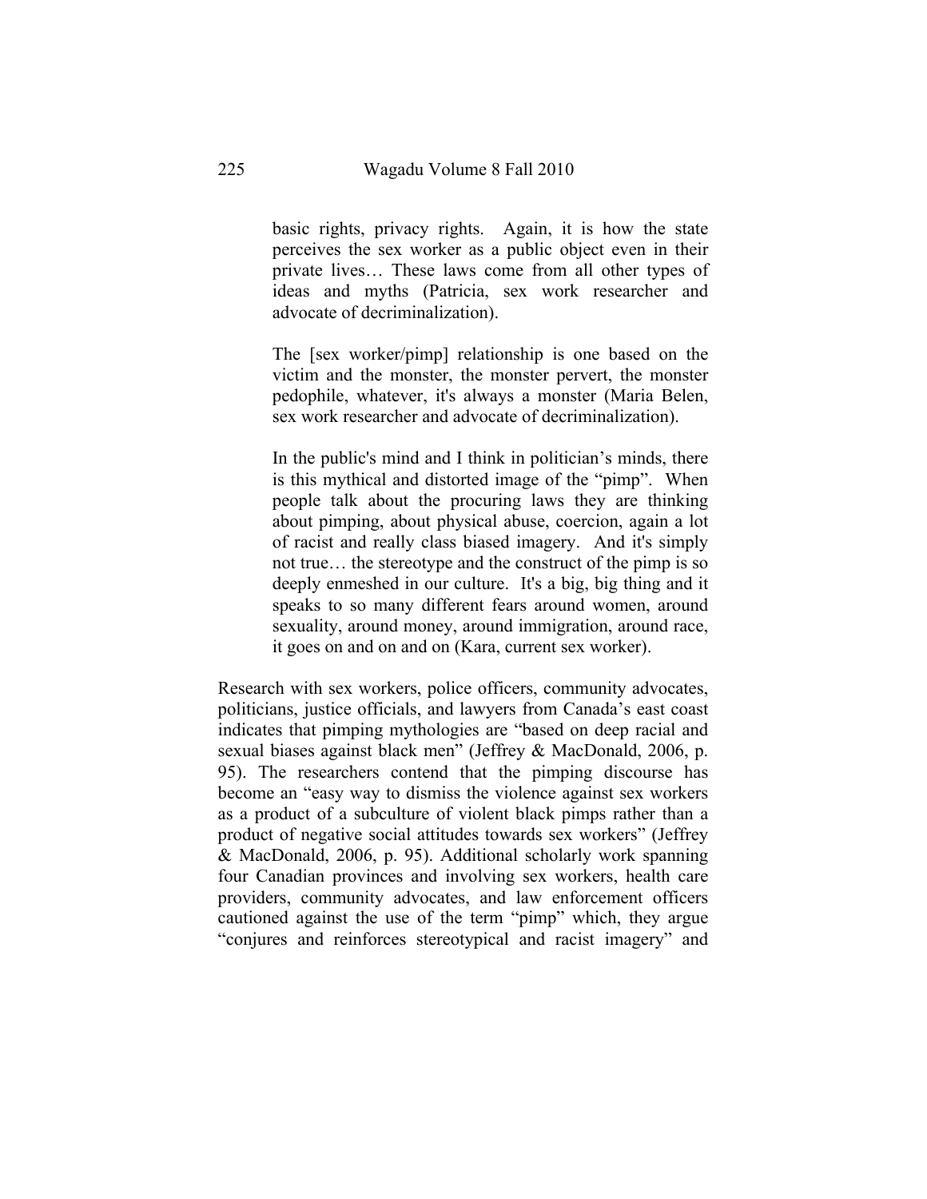> basic rights, privacy rights. Again, it is how the state perceives the sex worker as a public object even in their private lives… These laws come from all other types of ideas and myths (Patricia, sex work researcher and advocate of decriminalization).

> The [sex worker/pimp] relationship is one based on the victim and the monster, the monster pervert, the monster pedophile, whatever, it's always a monster (Maria Belen, sex work researcher and advocate of decriminalization).

> In the public's mind and I think in politician's minds, there is this mythical and distorted image of the "pimp". When people talk about the procuring laws they are thinking about pimping, about physical abuse, coercion, again a lot of racist and really class biased imagery. And it's simply not true… the stereotype and the construct of the pimp is so deeply enmeshed in our culture. It's a big, big thing and it speaks to so many different fears around women, around sexuality, around money, around immigration, around race, it goes on and on and on (Kara, current sex worker).

Research with sex workers, police officers, community advocates, politicians, justice officials, and lawyers from Canada's east coast indicates that pimping mythologies are "based on deep racial and sexual biases against black men" (Jeffrey & MacDonald, 2006, p. 95). The researchers contend that the pimping discourse has become an "easy way to dismiss the violence against sex workers as a product of a subculture of violent black pimps rather than a product of negative social attitudes towards sex workers" (Jeffrey & MacDonald, 2006, p. 95). Additional scholarly work spanning four Canadian provinces and involving sex workers, health care providers, community advocates, and law enforcement officers cautioned against the use of the term "pimp" which, they argue "conjures and reinforces stereotypical and racist imagery" and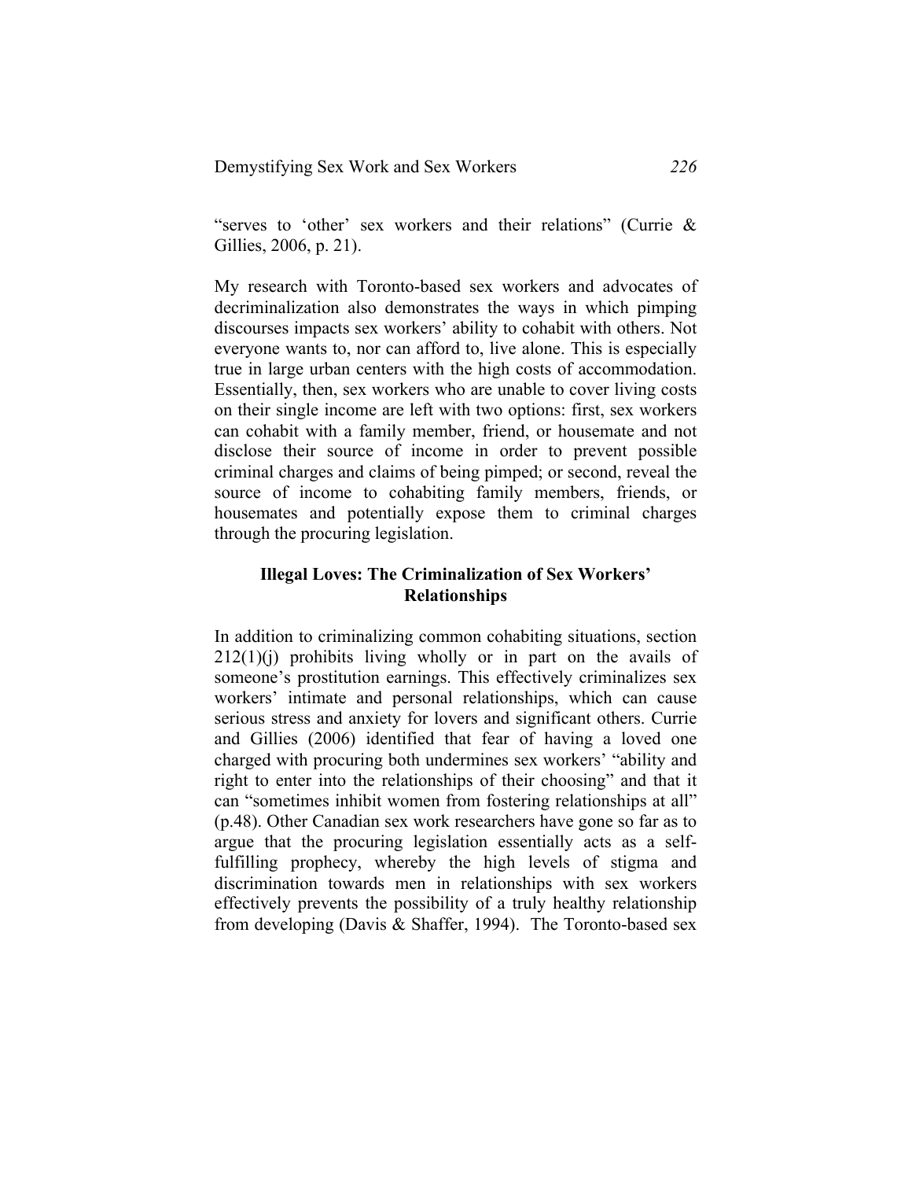"serves to 'other' sex workers and their relations" (Currie & Gillies, 2006, p. 21).

My research with Toronto-based sex workers and advocates of decriminalization also demonstrates the ways in which pimping discourses impacts sex workers' ability to cohabit with others. Not everyone wants to, nor can afford to, live alone. This is especially true in large urban centers with the high costs of accommodation. Essentially, then, sex workers who are unable to cover living costs on their single income are left with two options: first, sex workers can cohabit with a family member, friend, or housemate and not disclose their source of income in order to prevent possible criminal charges and claims of being pimped; or second, reveal the source of income to cohabiting family members, friends, or housemates and potentially expose them to criminal charges through the procuring legislation.

## Illegal Loves: The Criminalization of Sex Workers' Relationships

In addition to criminalizing common cohabiting situations, section 212(1)(j) prohibits living wholly or in part on the avails of someone's prostitution earnings. This effectively criminalizes sex workers' intimate and personal relationships, which can cause serious stress and anxiety for lovers and significant others. Currie and Gillies (2006) identified that fear of having a loved one charged with procuring both undermines sex workers' "ability and right to enter into the relationships of their choosing" and that it can "sometimes inhibit women from fostering relationships at all" (p.48). Other Canadian sex work researchers have gone so far as to argue that the procuring legislation essentially acts as a self-fulfilling prophecy, whereby the high levels of stigma and discrimination towards men in relationships with sex workers effectively prevents the possibility of a truly healthy relationship from developing (Davis & Shaffer, 1994). The Toronto-based sex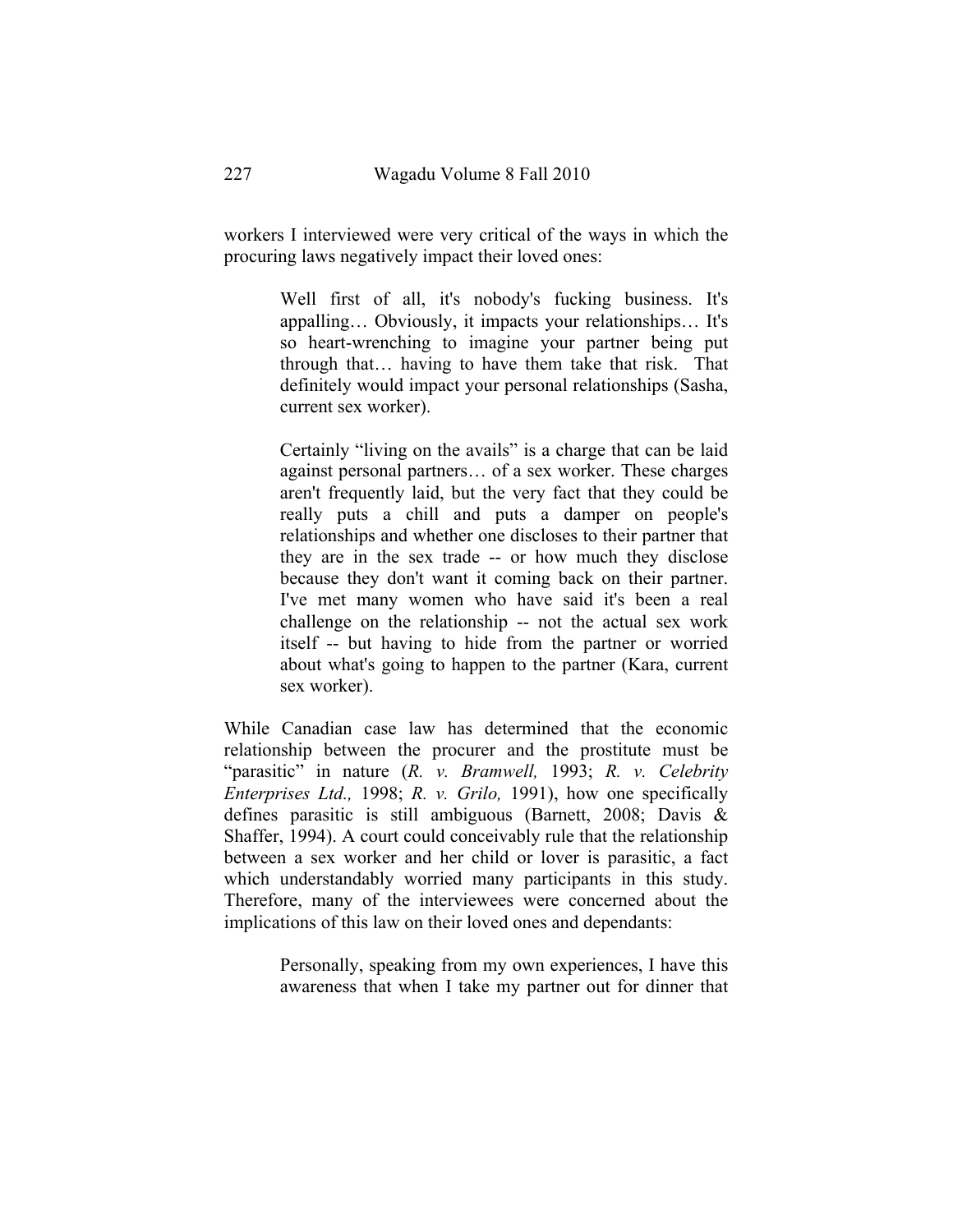workers I interviewed were very critical of the ways in which the procuring laws negatively impact their loved ones:

> Well first of all, it's nobody's fucking business. It's appalling… Obviously, it impacts your relationships… It's so heart-wrenching to imagine your partner being put through that… having to have them take that risk. That definitely would impact your personal relationships (Sasha, current sex worker).

> Certainly "living on the avails" is a charge that can be laid against personal partners… of a sex worker. These charges aren't frequently laid, but the very fact that they could be really puts a chill and puts a damper on people's relationships and whether one discloses to their partner that they are in the sex trade -- or how much they disclose because they don't want it coming back on their partner. I've met many women who have said it's been a real challenge on the relationship -- not the actual sex work itself -- but having to hide from the partner or worried about what's going to happen to the partner (Kara, current sex worker).

While Canadian case law has determined that the economic relationship between the procurer and the prostitute must be "parasitic" in nature (*R. v. Bramwell,* 1993; *R. v. Celebrity Enterprises Ltd.,* 1998; *R. v. Grilo,* 1991), how one specifically defines parasitic is still ambiguous (Barnett, 2008; Davis & Shaffer, 1994). A court could conceivably rule that the relationship between a sex worker and her child or lover is parasitic, a fact which understandably worried many participants in this study. Therefore, many of the interviewees were concerned about the implications of this law on their loved ones and dependants:

> Personally, speaking from my own experiences, I have this awareness that when I take my partner out for dinner that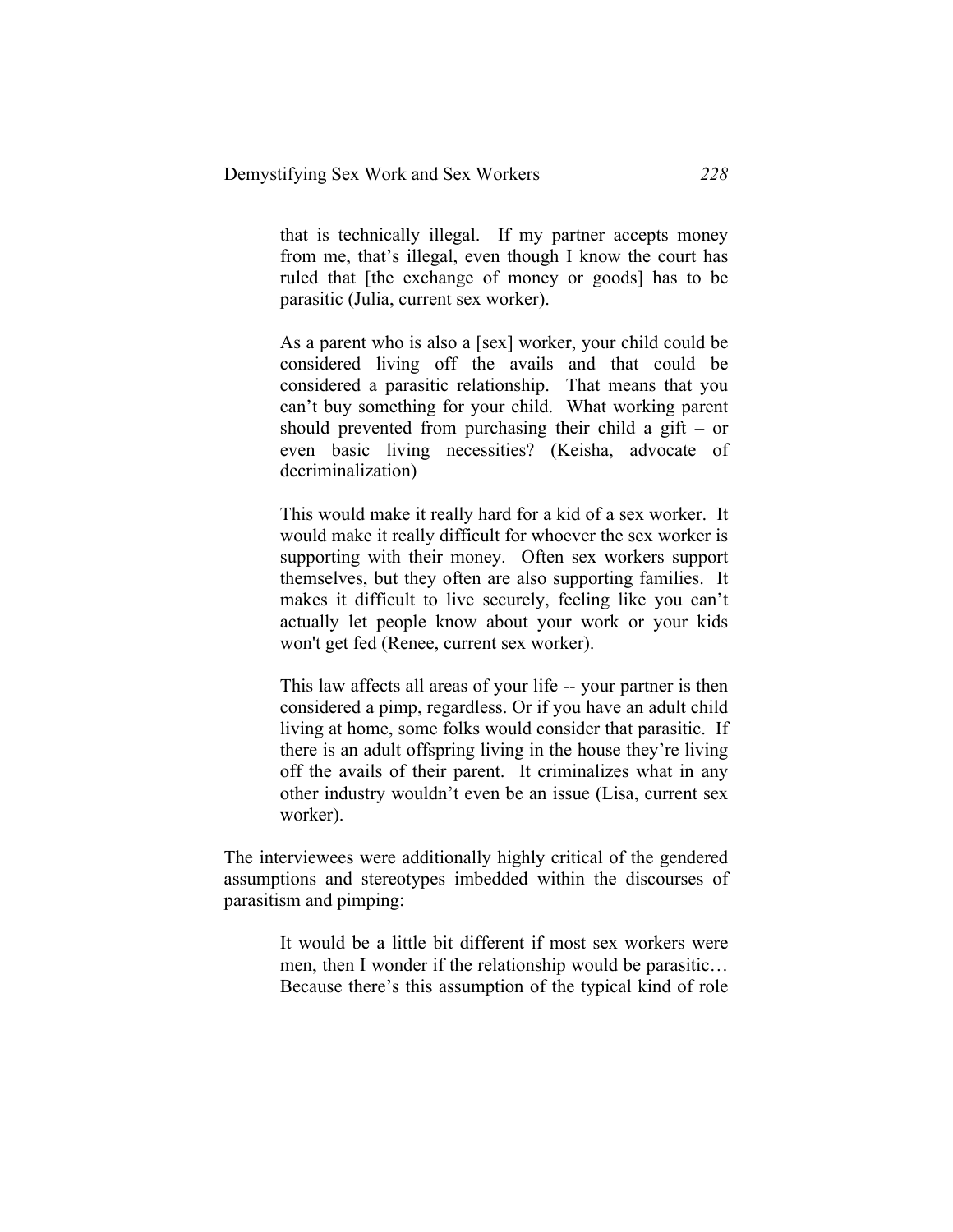> that is technically illegal. If my partner accepts money from me, that's illegal, even though I know the court has ruled that [the exchange of money or goods] has to be parasitic (Julia, current sex worker).

> As a parent who is also a [sex] worker, your child could be considered living off the avails and that could be considered a parasitic relationship. That means that you can't buy something for your child. What working parent should prevented from purchasing their child a gift – or even basic living necessities? (Keisha, advocate of decriminalization)

> This would make it really hard for a kid of a sex worker. It would make it really difficult for whoever the sex worker is supporting with their money. Often sex workers support themselves, but they often are also supporting families. It makes it difficult to live securely, feeling like you can't actually let people know about your work or your kids won't get fed (Renee, current sex worker).

> This law affects all areas of your life -- your partner is then considered a pimp, regardless. Or if you have an adult child living at home, some folks would consider that parasitic. If there is an adult offspring living in the house they're living off the avails of their parent. It criminalizes what in any other industry wouldn't even be an issue (Lisa, current sex worker).

The interviewees were additionally highly critical of the gendered assumptions and stereotypes imbedded within the discourses of parasitism and pimping:

> It would be a little bit different if most sex workers were men, then I wonder if the relationship would be parasitic… Because there's this assumption of the typical kind of role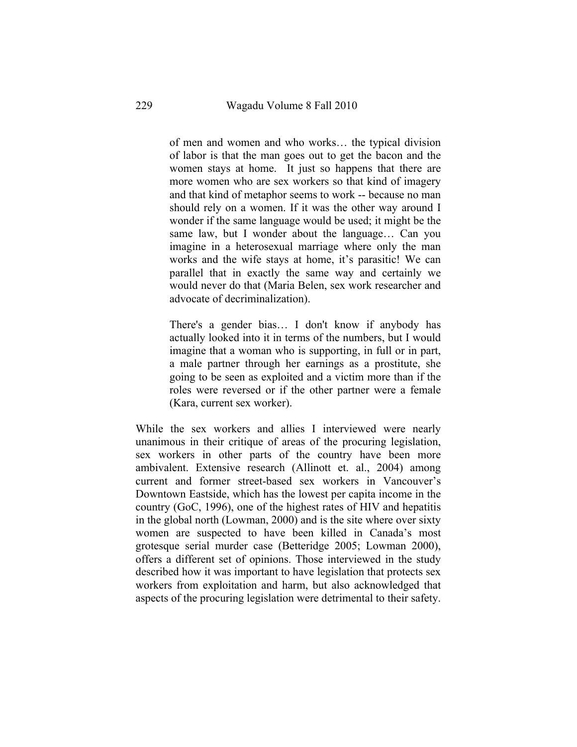> of men and women and who works… the typical division of labor is that the man goes out to get the bacon and the women stays at home. It just so happens that there are more women who are sex workers so that kind of imagery and that kind of metaphor seems to work -- because no man should rely on a women. If it was the other way around I wonder if the same language would be used; it might be the same law, but I wonder about the language… Can you imagine in a heterosexual marriage where only the man works and the wife stays at home, it's parasitic! We can parallel that in exactly the same way and certainly we would never do that (Maria Belen, sex work researcher and advocate of decriminalization).

> There's a gender bias… I don't know if anybody has actually looked into it in terms of the numbers, but I would imagine that a woman who is supporting, in full or in part, a male partner through her earnings as a prostitute, she going to be seen as exploited and a victim more than if the roles were reversed or if the other partner were a female (Kara, current sex worker).

While the sex workers and allies I interviewed were nearly unanimous in their critique of areas of the procuring legislation, sex workers in other parts of the country have been more ambivalent. Extensive research (Allinott et. al., 2004) among current and former street-based sex workers in Vancouver's Downtown Eastside, which has the lowest per capita income in the country (GoC, 1996), one of the highest rates of HIV and hepatitis in the global north (Lowman, 2000) and is the site where over sixty women are suspected to have been killed in Canada's most grotesque serial murder case (Betteridge 2005; Lowman 2000), offers a different set of opinions. Those interviewed in the study described how it was important to have legislation that protects sex workers from exploitation and harm, but also acknowledged that aspects of the procuring legislation were detrimental to their safety.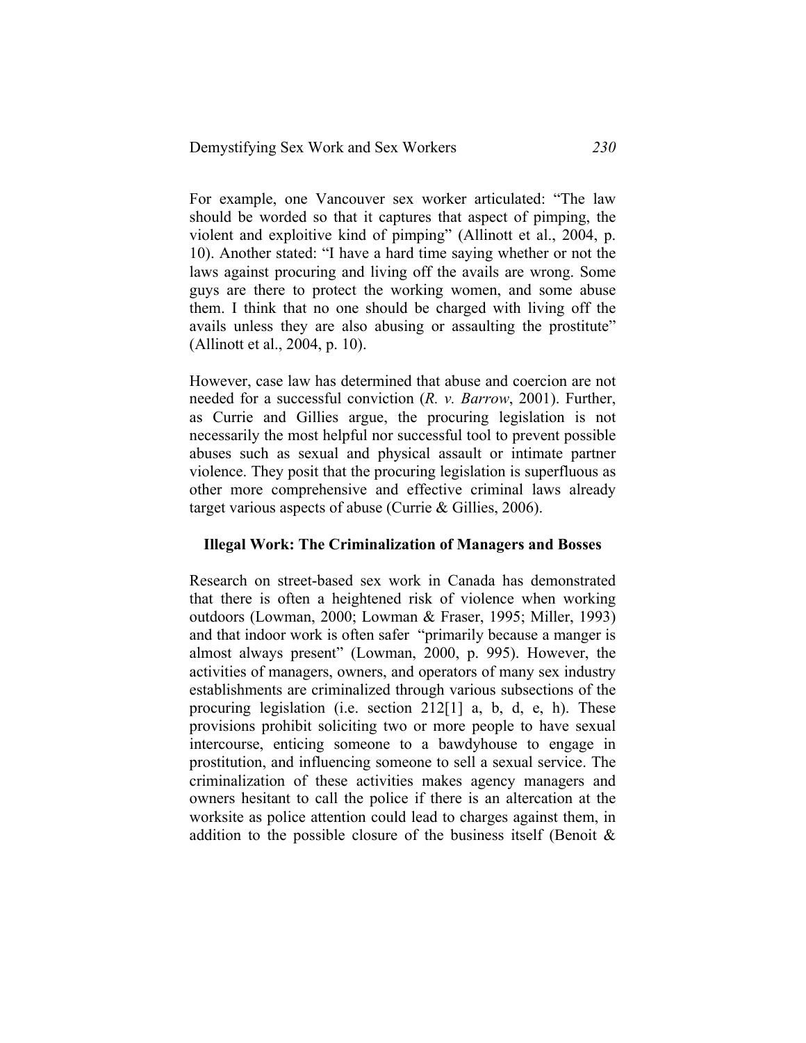For example, one Vancouver sex worker articulated: "The law should be worded so that it captures that aspect of pimping, the violent and exploitive kind of pimping" (Allinott et al., 2004, p. 10). Another stated: "I have a hard time saying whether or not the laws against procuring and living off the avails are wrong. Some guys are there to protect the working women, and some abuse them. I think that no one should be charged with living off the avails unless they are also abusing or assaulting the prostitute" (Allinott et al., 2004, p. 10).

However, case law has determined that abuse and coercion are not needed for a successful conviction (*R. v. Barrow*, 2001). Further, as Currie and Gillies argue, the procuring legislation is not necessarily the most helpful nor successful tool to prevent possible abuses such as sexual and physical assault or intimate partner violence. They posit that the procuring legislation is superfluous as other more comprehensive and effective criminal laws already target various aspects of abuse (Currie & Gillies, 2006).

### Illegal Work: The Criminalization of Managers and Bosses

Research on street-based sex work in Canada has demonstrated that there is often a heightened risk of violence when working outdoors (Lowman, 2000; Lowman & Fraser, 1995; Miller, 1993) and that indoor work is often safer "primarily because a manger is almost always present" (Lowman, 2000, p. 995). However, the activities of managers, owners, and operators of many sex industry establishments are criminalized through various subsections of the procuring legislation (i.e. section 212[1] a, b, d, e, h). These provisions prohibit soliciting two or more people to have sexual intercourse, enticing someone to a bawdyhouse to engage in prostitution, and influencing someone to sell a sexual service. The criminalization of these activities makes agency managers and owners hesitant to call the police if there is an altercation at the worksite as police attention could lead to charges against them, in addition to the possible closure of the business itself (Benoit &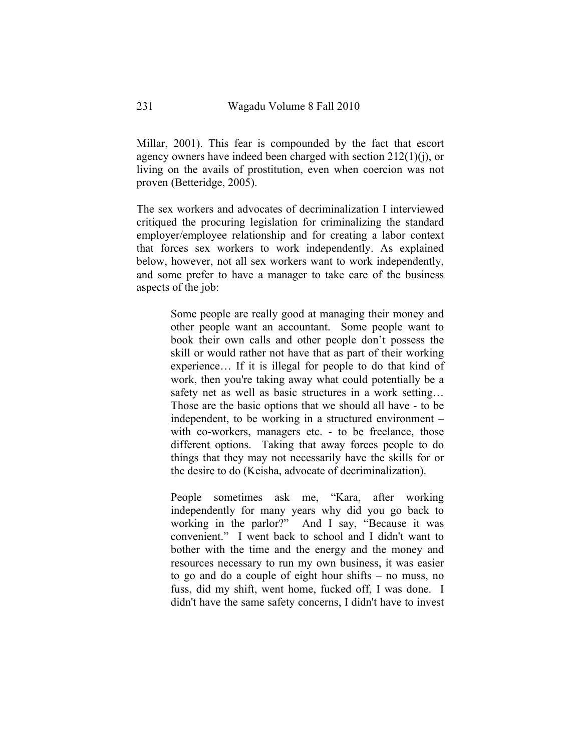Millar, 2001). This fear is compounded by the fact that escort agency owners have indeed been charged with section 212(1)(j), or living on the avails of prostitution, even when coercion was not proven (Betteridge, 2005).

The sex workers and advocates of decriminalization I interviewed critiqued the procuring legislation for criminalizing the standard employer/employee relationship and for creating a labor context that forces sex workers to work independently. As explained below, however, not all sex workers want to work independently, and some prefer to have a manager to take care of the business aspects of the job:

> Some people are really good at managing their money and other people want an accountant. Some people want to book their own calls and other people don't possess the skill or would rather not have that as part of their working experience… If it is illegal for people to do that kind of work, then you're taking away what could potentially be a safety net as well as basic structures in a work setting… Those are the basic options that we should all have - to be independent, to be working in a structured environment – with co-workers, managers etc. - to be freelance, those different options. Taking that away forces people to do things that they may not necessarily have the skills for or the desire to do (Keisha, advocate of decriminalization).

> People sometimes ask me, "Kara, after working independently for many years why did you go back to working in the parlor?" And I say, "Because it was convenient." I went back to school and I didn't want to bother with the time and the energy and the money and resources necessary to run my own business, it was easier to go and do a couple of eight hour shifts – no muss, no fuss, did my shift, went home, fucked off, I was done. I didn't have the same safety concerns, I didn't have to invest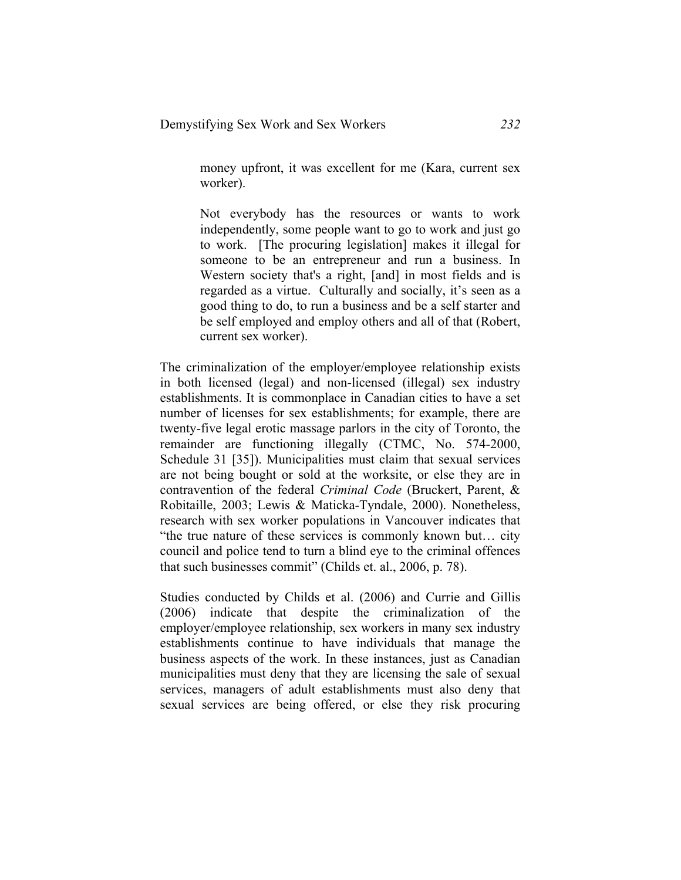> money upfront, it was excellent for me (Kara, current sex worker).

> Not everybody has the resources or wants to work independently, some people want to go to work and just go to work. [The procuring legislation] makes it illegal for someone to be an entrepreneur and run a business. In Western society that's a right, [and] in most fields and is regarded as a virtue. Culturally and socially, it's seen as a good thing to do, to run a business and be a self starter and be self employed and employ others and all of that (Robert, current sex worker).

The criminalization of the employer/employee relationship exists in both licensed (legal) and non-licensed (illegal) sex industry establishments. It is commonplace in Canadian cities to have a set number of licenses for sex establishments; for example, there are twenty-five legal erotic massage parlors in the city of Toronto, the remainder are functioning illegally (CTMC, No. 574-2000, Schedule 31 [35]). Municipalities must claim that sexual services are not being bought or sold at the worksite, or else they are in contravention of the federal *Criminal Code* (Bruckert, Parent, & Robitaille, 2003; Lewis & Maticka-Tyndale, 2000). Nonetheless, research with sex worker populations in Vancouver indicates that "the true nature of these services is commonly known but… city council and police tend to turn a blind eye to the criminal offences that such businesses commit" (Childs et. al., 2006, p. 78).

Studies conducted by Childs et al. (2006) and Currie and Gillis (2006) indicate that despite the criminalization of the employer/employee relationship, sex workers in many sex industry establishments continue to have individuals that manage the business aspects of the work. In these instances, just as Canadian municipalities must deny that they are licensing the sale of sexual services, managers of adult establishments must also deny that sexual services are being offered, or else they risk procuring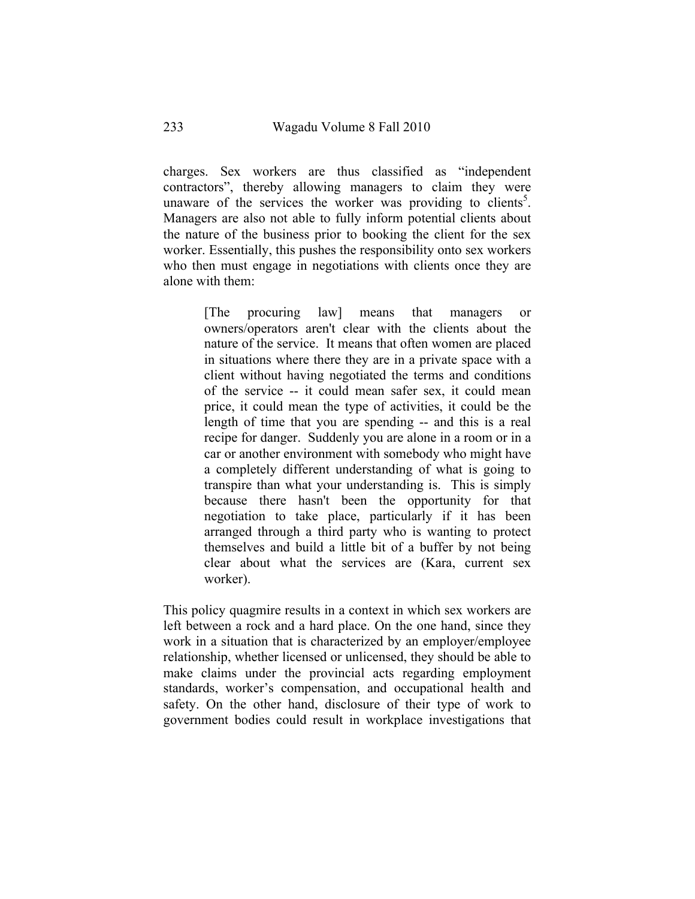charges. Sex workers are thus classified as "independent contractors", thereby allowing managers to claim they were unaware of the services the worker was providing to clients[5]. Managers are also not able to fully inform potential clients about the nature of the business prior to booking the client for the sex worker. Essentially, this pushes the responsibility onto sex workers who then must engage in negotiations with clients once they are alone with them:

> [The procuring law] means that managers or owners/operators aren't clear with the clients about the nature of the service. It means that often women are placed in situations where there they are in a private space with a client without having negotiated the terms and conditions of the service -- it could mean safer sex, it could mean price, it could mean the type of activities, it could be the length of time that you are spending -- and this is a real recipe for danger. Suddenly you are alone in a room or in a car or another environment with somebody who might have a completely different understanding of what is going to transpire than what your understanding is. This is simply because there hasn't been the opportunity for that negotiation to take place, particularly if it has been arranged through a third party who is wanting to protect themselves and build a little bit of a buffer by not being clear about what the services are (Kara, current sex worker).

This policy quagmire results in a context in which sex workers are left between a rock and a hard place. On the one hand, since they work in a situation that is characterized by an employer/employee relationship, whether licensed or unlicensed, they should be able to make claims under the provincial acts regarding employment standards, worker's compensation, and occupational health and safety. On the other hand, disclosure of their type of work to government bodies could result in workplace investigations that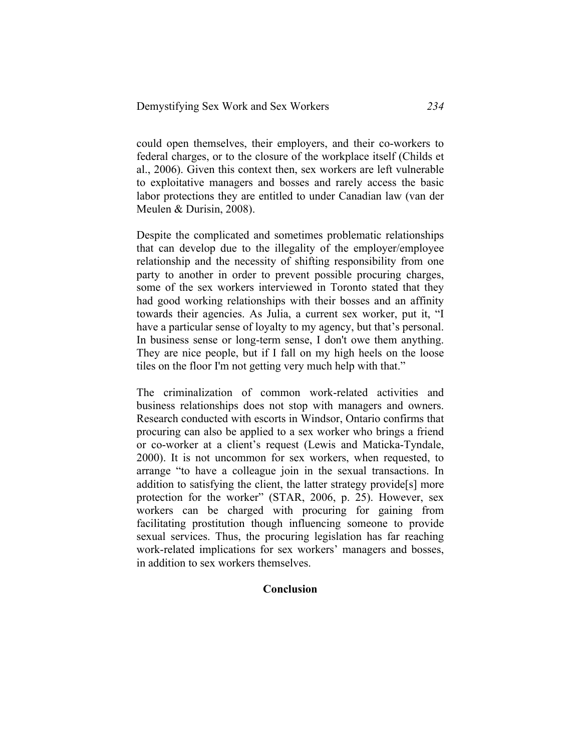could open themselves, their employers, and their co-workers to federal charges, or to the closure of the workplace itself (Childs et al., 2006). Given this context then, sex workers are left vulnerable to exploitative managers and bosses and rarely access the basic labor protections they are entitled to under Canadian law (van der Meulen & Durisin, 2008).

Despite the complicated and sometimes problematic relationships that can develop due to the illegality of the employer/employee relationship and the necessity of shifting responsibility from one party to another in order to prevent possible procuring charges, some of the sex workers interviewed in Toronto stated that they had good working relationships with their bosses and an affinity towards their agencies. As Julia, a current sex worker, put it, "I have a particular sense of loyalty to my agency, but that's personal. In business sense or long-term sense, I don't owe them anything. They are nice people, but if I fall on my high heels on the loose tiles on the floor I'm not getting very much help with that."

The criminalization of common work-related activities and business relationships does not stop with managers and owners. Research conducted with escorts in Windsor, Ontario confirms that procuring can also be applied to a sex worker who brings a friend or co-worker at a client's request (Lewis and Maticka-Tyndale, 2000). It is not uncommon for sex workers, when requested, to arrange "to have a colleague join in the sexual transactions. In addition to satisfying the client, the latter strategy provide[s] more protection for the worker" (STAR, 2006, p. 25). However, sex workers can be charged with procuring for gaining from facilitating prostitution though influencing someone to provide sexual services. Thus, the procuring legislation has far reaching work-related implications for sex workers' managers and bosses, in addition to sex workers themselves.

## Conclusion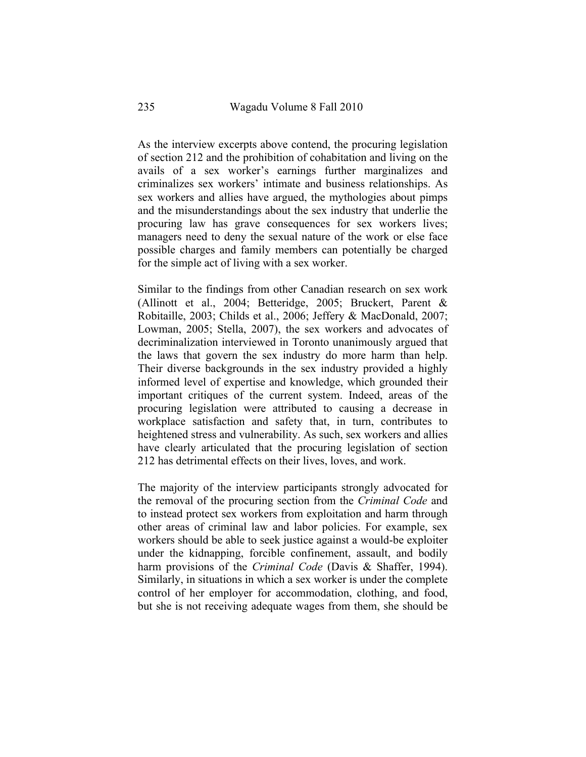As the interview excerpts above contend, the procuring legislation of section 212 and the prohibition of cohabitation and living on the avails of a sex worker's earnings further marginalizes and criminalizes sex workers' intimate and business relationships. As sex workers and allies have argued, the mythologies about pimps and the misunderstandings about the sex industry that underlie the procuring law has grave consequences for sex workers lives; managers need to deny the sexual nature of the work or else face possible charges and family members can potentially be charged for the simple act of living with a sex worker.

Similar to the findings from other Canadian research on sex work (Allinott et al., 2004; Betteridge, 2005; Bruckert, Parent & Robitaille, 2003; Childs et al., 2006; Jeffery & MacDonald, 2007; Lowman, 2005; Stella, 2007), the sex workers and advocates of decriminalization interviewed in Toronto unanimously argued that the laws that govern the sex industry do more harm than help. Their diverse backgrounds in the sex industry provided a highly informed level of expertise and knowledge, which grounded their important critiques of the current system. Indeed, areas of the procuring legislation were attributed to causing a decrease in workplace satisfaction and safety that, in turn, contributes to heightened stress and vulnerability. As such, sex workers and allies have clearly articulated that the procuring legislation of section 212 has detrimental effects on their lives, loves, and work.

The majority of the interview participants strongly advocated for the removal of the procuring section from the *Criminal Code* and to instead protect sex workers from exploitation and harm through other areas of criminal law and labor policies. For example, sex workers should be able to seek justice against a would-be exploiter under the kidnapping, forcible confinement, assault, and bodily harm provisions of the *Criminal Code* (Davis & Shaffer, 1994). Similarly, in situations in which a sex worker is under the complete control of her employer for accommodation, clothing, and food, but she is not receiving adequate wages from them, she should be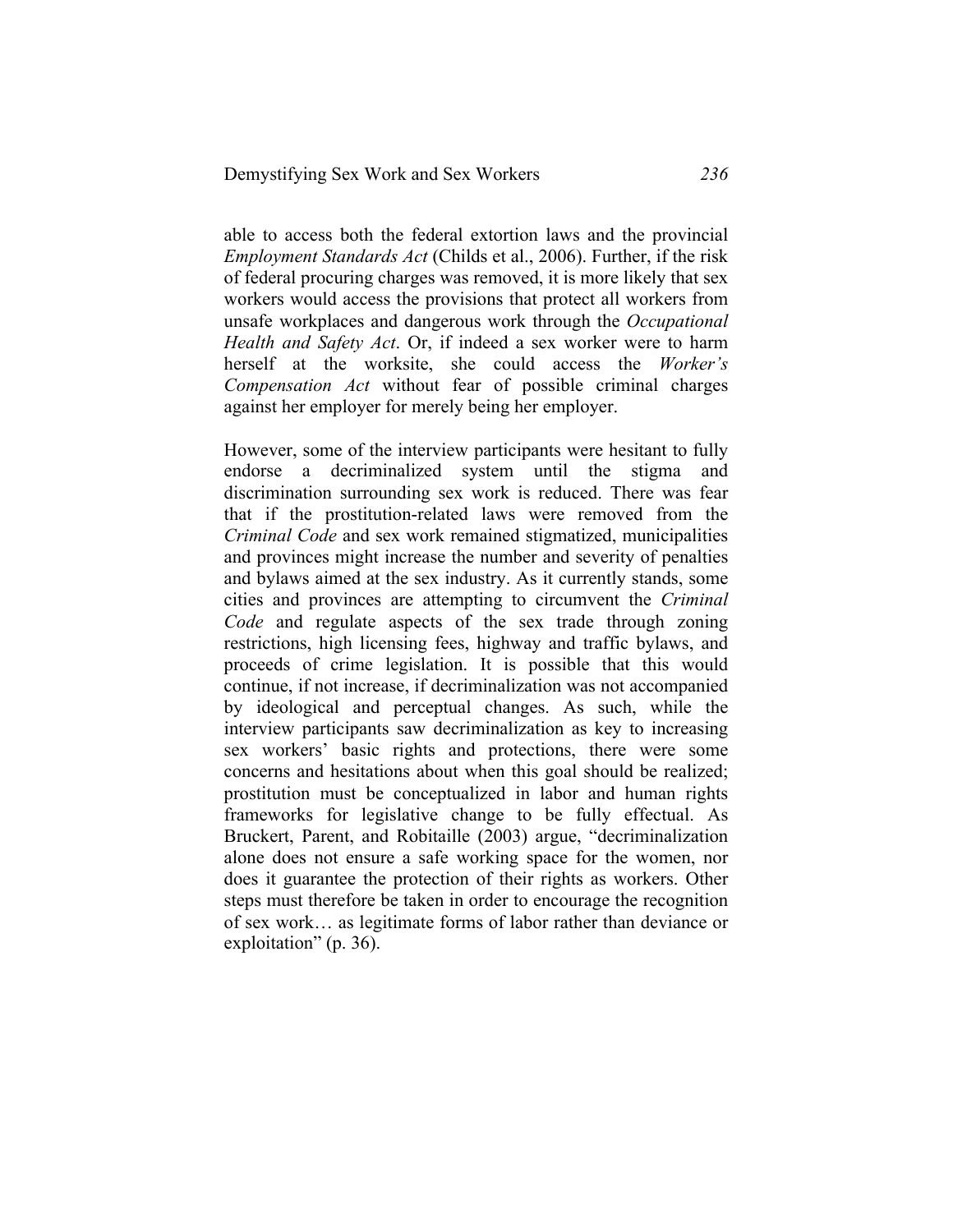able to access both the federal extortion laws and the provincial *Employment Standards Act* (Childs et al., 2006). Further, if the risk of federal procuring charges was removed, it is more likely that sex workers would access the provisions that protect all workers from unsafe workplaces and dangerous work through the *Occupational Health and Safety Act*. Or, if indeed a sex worker were to harm herself at the worksite, she could access the *Worker's Compensation Act* without fear of possible criminal charges against her employer for merely being her employer.

However, some of the interview participants were hesitant to fully endorse a decriminalized system until the stigma and discrimination surrounding sex work is reduced. There was fear that if the prostitution-related laws were removed from the *Criminal Code* and sex work remained stigmatized, municipalities and provinces might increase the number and severity of penalties and bylaws aimed at the sex industry. As it currently stands, some cities and provinces are attempting to circumvent the *Criminal Code* and regulate aspects of the sex trade through zoning restrictions, high licensing fees, highway and traffic bylaws, and proceeds of crime legislation. It is possible that this would continue, if not increase, if decriminalization was not accompanied by ideological and perceptual changes. As such, while the interview participants saw decriminalization as key to increasing sex workers' basic rights and protections, there were some concerns and hesitations about when this goal should be realized; prostitution must be conceptualized in labor and human rights frameworks for legislative change to be fully effectual. As Bruckert, Parent, and Robitaille (2003) argue, "decriminalization alone does not ensure a safe working space for the women, nor does it guarantee the protection of their rights as workers. Other steps must therefore be taken in order to encourage the recognition of sex work… as legitimate forms of labor rather than deviance or exploitation" (p. 36).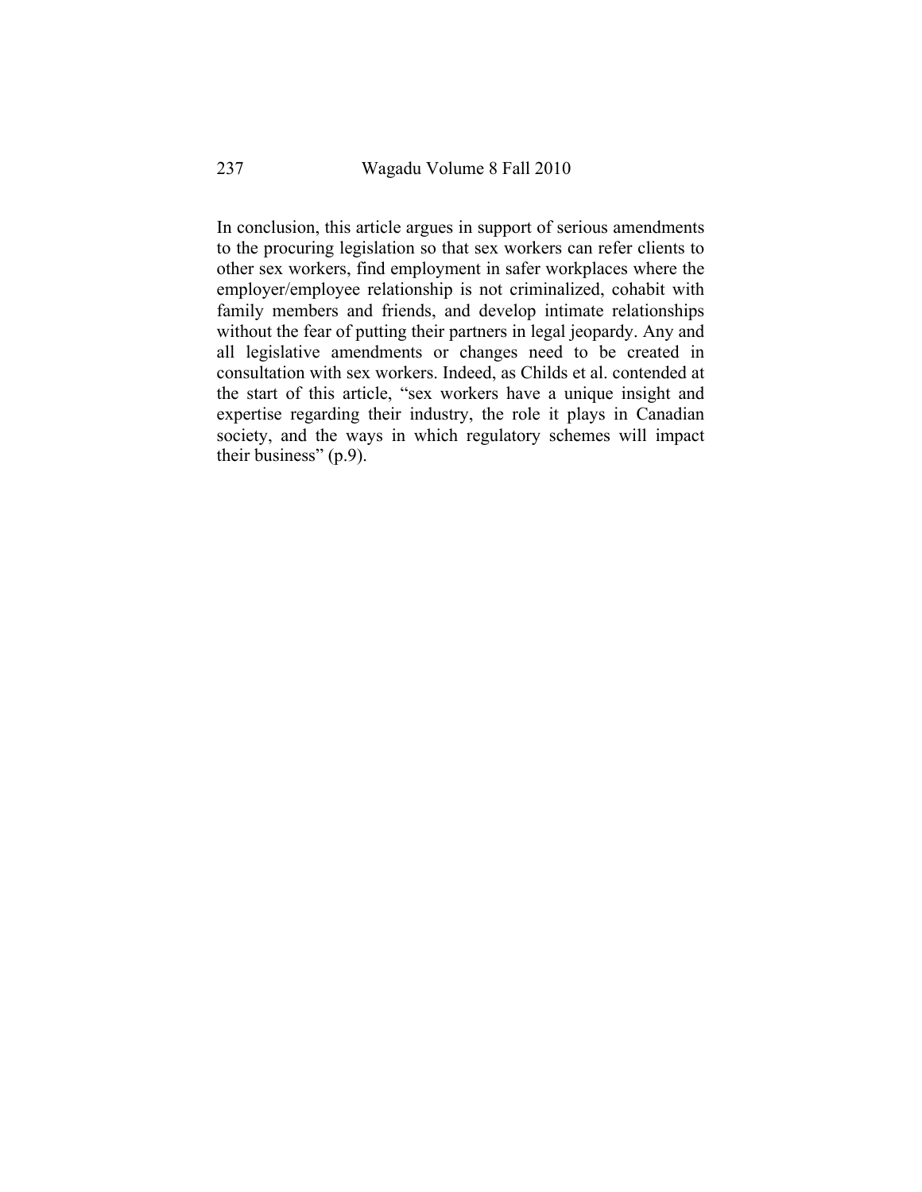In conclusion, this article argues in support of serious amendments to the procuring legislation so that sex workers can refer clients to other sex workers, find employment in safer workplaces where the employer/employee relationship is not criminalized, cohabit with family members and friends, and develop intimate relationships without the fear of putting their partners in legal jeopardy. Any and all legislative amendments or changes need to be created in consultation with sex workers. Indeed, as Childs et al. contended at the start of this article, "sex workers have a unique insight and expertise regarding their industry, the role it plays in Canadian society, and the ways in which regulatory schemes will impact their business" (p.9).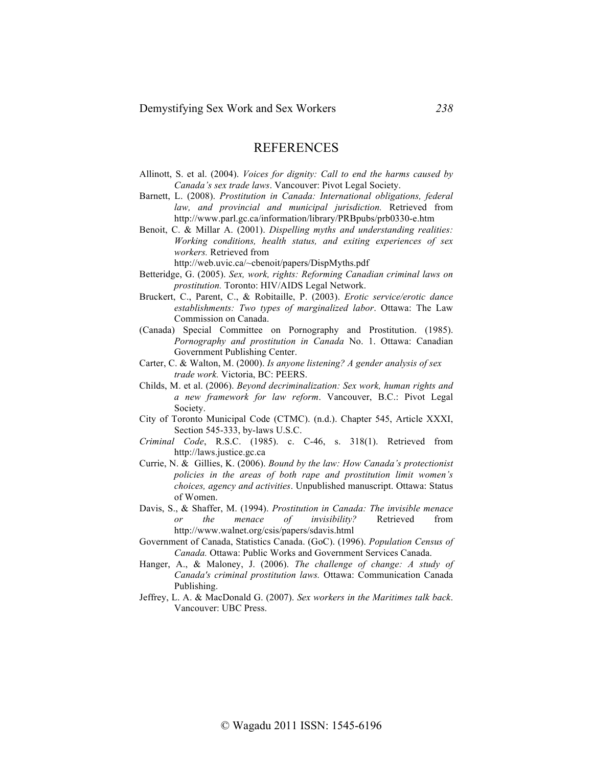## REFERENCES

Allinott, S. et al. (2004). *Voices for dignity: Call to end the harms caused by Canada's sex trade laws*. Vancouver: Pivot Legal Society.

Barnett, L. (2008). *Prostitution in Canada: International obligations, federal law, and provincial and municipal jurisdiction.* Retrieved from http://www.parl.gc.ca/information/library/PRBpubs/prb0330-e.htm

Benoit, C. & Millar A. (2001). *Dispelling myths and understanding realities: Working conditions, health status, and exiting experiences of sex workers.* Retrieved from http://web.uvic.ca/~cbenoit/papers/DispMyths.pdf

Betteridge, G. (2005). *Sex, work, rights: Reforming Canadian criminal laws on prostitution.* Toronto: HIV/AIDS Legal Network.

Bruckert, C., Parent, C., & Robitaille, P. (2003). *Erotic service/erotic dance establishments: Two types of marginalized labor*. Ottawa: The Law Commission on Canada.

(Canada) Special Committee on Pornography and Prostitution. (1985). *Pornography and prostitution in Canada* No. 1. Ottawa: Canadian Government Publishing Center.

Carter, C. & Walton, M. (2000). *Is anyone listening? A gender analysis of sex trade work.* Victoria, BC: PEERS.

Childs, M. et al. (2006). *Beyond decriminalization: Sex work, human rights and a new framework for law reform*. Vancouver, B.C.: Pivot Legal Society.

City of Toronto Municipal Code (CTMC). (n.d.). Chapter 545, Article XXXI, Section 545-333, by-laws U.S.C.

*Criminal Code*, R.S.C. (1985). c. C-46, s. 318(1). Retrieved from http://laws.justice.gc.ca

Currie, N. & Gillies, K. (2006). *Bound by the law: How Canada's protectionist policies in the areas of both rape and prostitution limit women's choices, agency and activities*. Unpublished manuscript. Ottawa: Status of Women.

Davis, S., & Shaffer, M. (1994). *Prostitution in Canada: The invisible menace or the menace of invisibility?* Retrieved from http://www.walnet.org/csis/papers/sdavis.html

Government of Canada, Statistics Canada. (GoC). (1996). *Population Census of Canada.* Ottawa: Public Works and Government Services Canada.

Hanger, A., & Maloney, J. (2006). *The challenge of change: A study of Canada's criminal prostitution laws.* Ottawa: Communication Canada Publishing.

Jeffrey, L. A. & MacDonald G. (2007). *Sex workers in the Maritimes talk back*. Vancouver: UBC Press.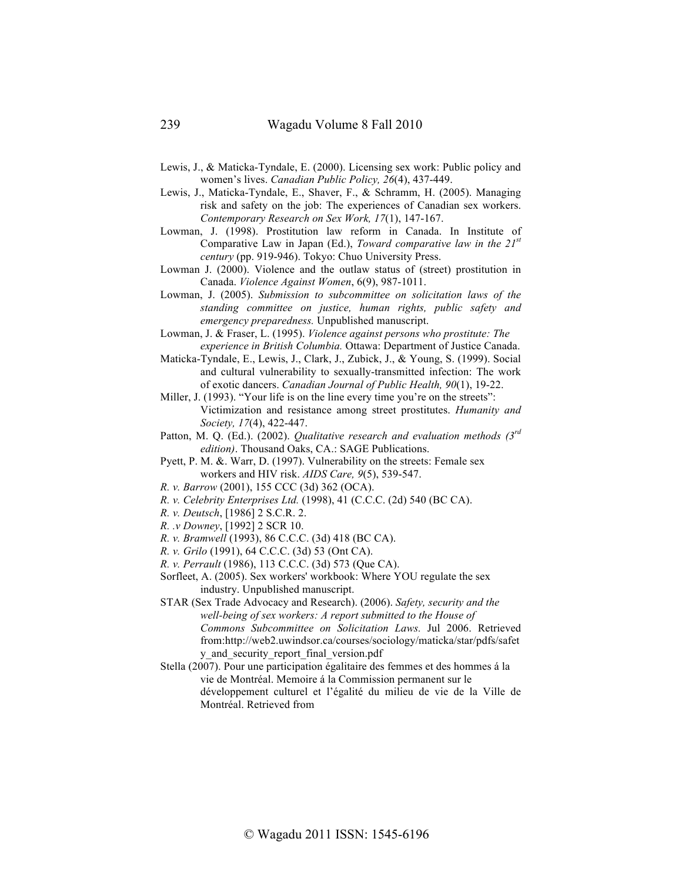Lewis, J., & Maticka-Tyndale, E. (2000). Licensing sex work: Public policy and women's lives. *Canadian Public Policy, 26*(4), 437-449.

Lewis, J., Maticka-Tyndale, E., Shaver, F., & Schramm, H. (2005). Managing risk and safety on the job: The experiences of Canadian sex workers. *Contemporary Research on Sex Work, 17*(1), 147-167.

Lowman, J. (1998). Prostitution law reform in Canada. In Institute of Comparative Law in Japan (Ed.), *Toward comparative law in the 21st century* (pp. 919-946). Tokyo: Chuo University Press.

Lowman J. (2000). Violence and the outlaw status of (street) prostitution in Canada. *Violence Against Women*, 6(9), 987-1011.

Lowman, J. (2005). *Submission to subcommittee on solicitation laws of the standing committee on justice, human rights, public safety and emergency preparedness.* Unpublished manuscript.

Lowman, J. & Fraser, L. (1995). *Violence against persons who prostitute: The experience in British Columbia.* Ottawa: Department of Justice Canada.

Maticka-Tyndale, E., Lewis, J., Clark, J., Zubick, J., & Young, S. (1999). Social and cultural vulnerability to sexually-transmitted infection: The work of exotic dancers. *Canadian Journal of Public Health, 90*(1), 19-22.

Miller, J. (1993). "Your life is on the line every time you're on the streets": Victimization and resistance among street prostitutes. *Humanity and Society, 17*(4), 422-447.

Patton, M. Q. (Ed.). (2002). *Qualitative research and evaluation methods (3rd edition)*. Thousand Oaks, CA.: SAGE Publications.

Pyett, P. M. &. Warr, D. (1997). Vulnerability on the streets: Female sex workers and HIV risk. *AIDS Care, 9*(5), 539-547.

*R. v. Barrow* (2001), 155 CCC (3d) 362 (OCA).

*R. v. Celebrity Enterprises Ltd.* (1998), 41 (C.C.C. (2d) 540 (BC CA).

*R. v. Deutsch*, [1986] 2 S.C.R. 2.

*R. .v Downey*, [1992] 2 SCR 10.

*R. v. Bramwell* (1993), 86 C.C.C. (3d) 418 (BC CA).

*R. v. Grilo* (1991), 64 C.C.C. (3d) 53 (Ont CA).

*R. v. Perrault* (1986), 113 C.C.C. (3d) 573 (Que CA).

Sorfleet, A. (2005). Sex workers' workbook: Where YOU regulate the sex industry. Unpublished manuscript.

STAR (Sex Trade Advocacy and Research). (2006). *Safety, security and the well-being of sex workers: A report submitted to the House of Commons Subcommittee on Solicitation Laws.* Jul 2006. Retrieved from:http://web2.uwindsor.ca/courses/sociology/maticka/star/pdfs/safety_and_security_report_final_version.pdf

Stella (2007). Pour une participation égalitaire des femmes et des hommes á la vie de Montréal. Memoire á la Commission permanent sur le développement culturel et l'égalité du milieu de vie de la Ville de Montréal. Retrieved from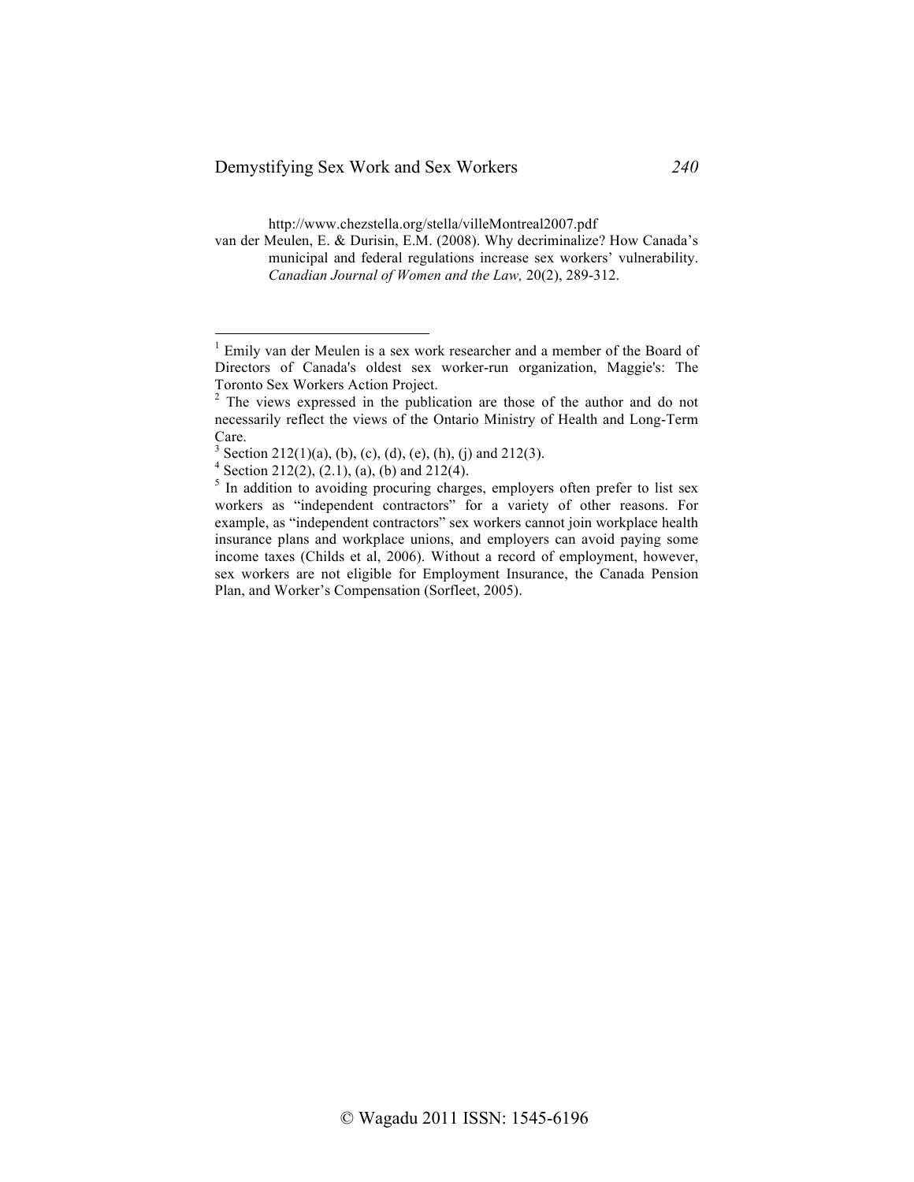http://www.chezstella.org/stella/villeMontreal2007.pdf

van der Meulen, E. & Durisin, E.M. (2008). Why decriminalize? How Canada's municipal and federal regulations increase sex workers' vulnerability. *Canadian Journal of Women and the Law,* 20(2), 289-312.

---

[1] Emily van der Meulen is a sex work researcher and a member of the Board of Directors of Canada's oldest sex worker-run organization, Maggie's: The Toronto Sex Workers Action Project.

[2] The views expressed in the publication are those of the author and do not necessarily reflect the views of the Ontario Ministry of Health and Long-Term Care.

[3] Section 212(1)(a), (b), (c), (d), (e), (h), (j) and 212(3).

[4] Section 212(2), (2.1), (a), (b) and 212(4).

[5] In addition to avoiding procuring charges, employers often prefer to list sex workers as "independent contractors" for a variety of other reasons. For example, as "independent contractors" sex workers cannot join workplace health insurance plans and workplace unions, and employers can avoid paying some income taxes (Childs et al, 2006). Without a record of employment, however, sex workers are not eligible for Employment Insurance, the Canada Pension Plan, and Worker's Compensation (Sorfleet, 2005).